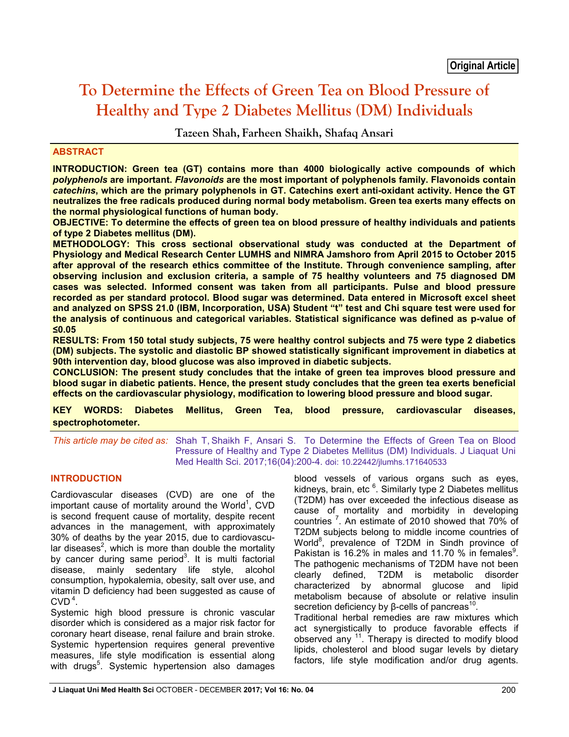Original Article

# To Determine the Effects of Green Tea on Blood Pressure of Healthy and Type 2 Diabetes Mellitus (DM) Individuals

**Tazeen Shah, Farheen Shaikh, Shafaq Ansari**

## ABSTRACT

**INTRODUCTION: Green tea (GT) contains more than 4000 biologically active compounds of which *polyphenols* are important. *Flavonoids* are the most important of polyphenols family. Flavonoids contain *catechins*, which are the primary polyphenols in GT. Catechins exert anti-oxidant activity. Hence the GT neutralizes the free radicals produced during normal body metabolism. Green tea exerts many effects on the normal physiological functions of human body.**

**OBJECTIVE: To determine the effects of green tea on blood pressure of healthy individuals and patients of type 2 Diabetes mellitus (DM).**

**METHODOLOGY: This cross sectional observational study was conducted at the Department of Physiology and Medical Research Center LUMHS and NIMRA Jamshoro from April 2015 to October 2015 after approval of the research ethics committee of the Institute. Through convenience sampling, after observing inclusion and exclusion criteria, a sample of 75 healthy volunteers and 75 diagnosed DM cases was selected. Informed consent was taken from all participants. Pulse and blood pressure recorded as per standard protocol. Blood sugar was determined. Data entered in Microsoft excel sheet and analyzed on SPSS 21.0 (IBM, Incorporation, USA) Student "t" test and Chi square test were used for the analysis of continuous and categorical variables. Statistical significance was defined as p-value of ≤0.05**

**RESULTS: From 150 total study subjects, 75 were healthy control subjects and 75 were type 2 diabetics (DM) subjects. The systolic and diastolic BP showed statistically significant improvement in diabetics at 90th intervention day, blood glucose was also improved in diabetic subjects.**

**CONCLUSION: The present study concludes that the intake of green tea improves blood pressure and blood sugar in diabetic patients. Hence, the present study concludes that the green tea exerts beneficial effects on the cardiovascular physiology, modification to lowering blood pressure and blood sugar.**

**KEY WORDS: Diabetes Mellitus, Green Tea, blood pressure, cardiovascular diseases, spectrophotometer.**

*This article may be cited as:* Shah T, Shaikh F, Ansari S. To Determine the Effects of Green Tea on Blood Pressure of Healthy and Type 2 Diabetes Mellitus (DM) Individuals. J Liaquat Uni Med Health Sci. 2017;16(04):200-4. doi: 10.22442/jlumhs.171640533

## INTRODUCTION

Cardiovascular diseases (CVD) are one of the important cause of mortality around the World[1], CVD is second frequent cause of mortality, despite recent advances in the management, with approximately 30% of deaths by the year 2015, due to cardiovascular diseases[2], which is more than double the mortality by cancer during same period[3]. It is multi factorial disease, mainly sedentary life style, alcohol consumption, hypokalemia, obesity, salt over use, and vitamin D deficiency had been suggested as cause of CVD[4].

Systemic high blood pressure is chronic vascular disorder which is considered as a major risk factor for coronary heart disease, renal failure and brain stroke. Systemic hypertension requires general preventive measures, life style modification is essential along with drugs[5]. Systemic hypertension also damages blood vessels of various organs such as eyes, kidneys, brain, etc [6]. Similarly type 2 Diabetes mellitus (T2DM) has over exceeded the infectious disease as cause of mortality and morbidity in developing countries [7]. An estimate of 2010 showed that 70% of T2DM subjects belong to middle income countries of World[8], prevalence of T2DM in Sindh province of Pakistan is 16.2% in males and 11.70 % in females[9]. The pathogenic mechanisms of T2DM have not been clearly defined, T2DM is metabolic disorder characterized by abnormal glucose and lipid metabolism because of absolute or relative insulin secretion deficiency by β-cells of pancreas[10].

Traditional herbal remedies are raw mixtures which act synergistically to produce favorable effects if observed any [11]. Therapy is directed to modify blood lipids, cholesterol and blood sugar levels by dietary factors, life style modification and/or drug agents.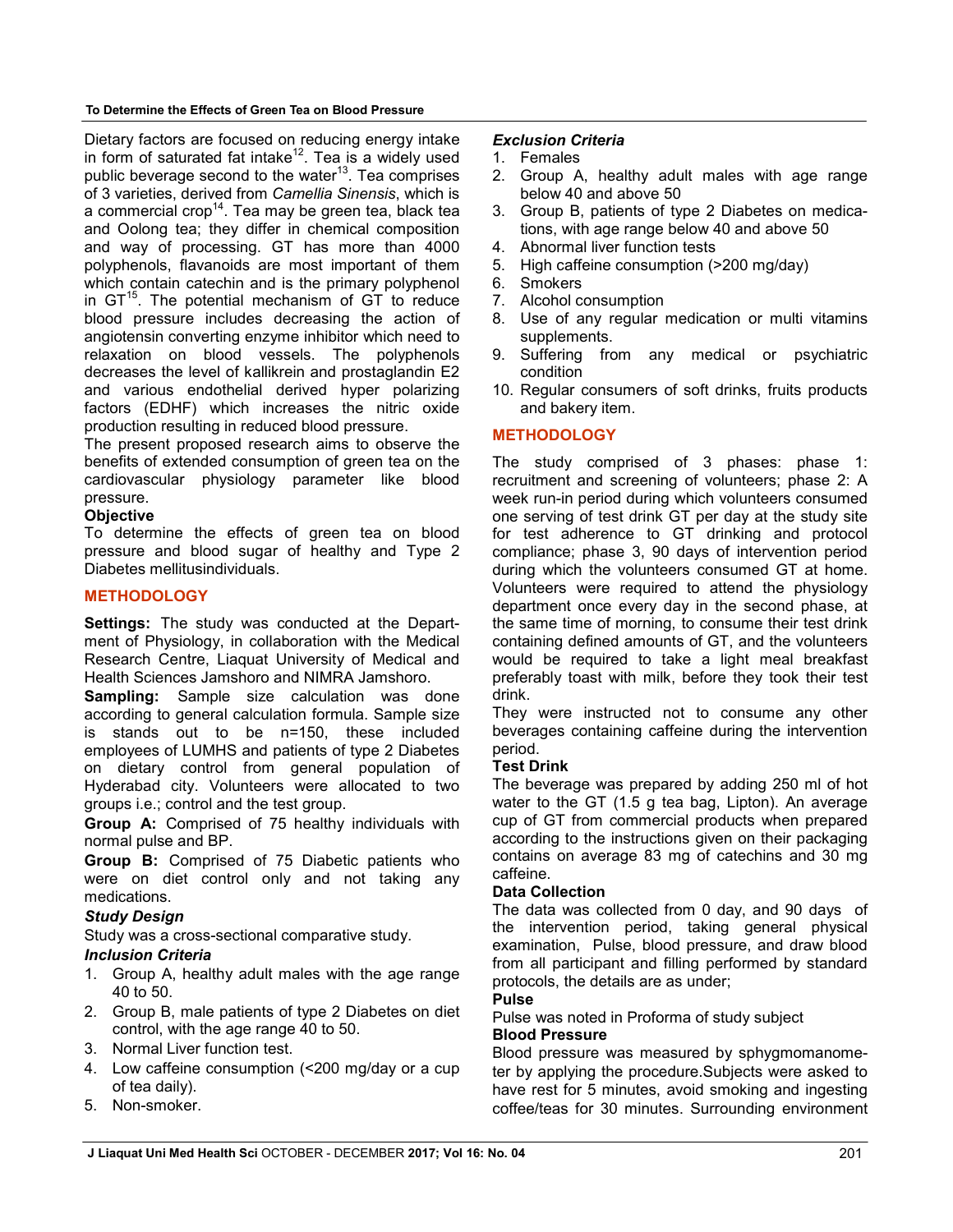Dietary factors are focused on reducing energy intake in form of saturated fat intake[12]. Tea is a widely used public beverage second to the water[13]. Tea comprises of 3 varieties, derived from *Camellia Sinensis*, which is a commercial crop[14]. Tea may be green tea, black tea and Oolong tea; they differ in chemical composition and way of processing. GT has more than 4000 polyphenols, flavanoids are most important of them which contain catechin and is the primary polyphenol in GT[15]. The potential mechanism of GT to reduce blood pressure includes decreasing the action of angiotensin converting enzyme inhibitor which need to relaxation on blood vessels. The polyphenols decreases the level of kallikrein and prostaglandin E2 and various endothelial derived hyper polarizing factors (EDHF) which increases the nitric oxide production resulting in reduced blood pressure.

The present proposed research aims to observe the benefits of extended consumption of green tea on the cardiovascular physiology parameter like blood pressure.

**Objective**

To determine the effects of green tea on blood pressure and blood sugar of healthy and Type 2 Diabetes mellitusindividuals.

## METHODOLOGY

**Settings:** The study was conducted at the Department of Physiology, in collaboration with the Medical Research Centre, Liaquat University of Medical and Health Sciences Jamshoro and NIMRA Jamshoro.

**Sampling:** Sample size calculation was done according to general calculation formula. Sample size is stands out to be n=150, these included employees of LUMHS and patients of type 2 Diabetes on dietary control from general population of Hyderabad city. Volunteers were allocated to two groups i.e.; control and the test group.

**Group A:** Comprised of 75 healthy individuals with normal pulse and BP.

**Group B:** Comprised of 75 Diabetic patients who were on diet control only and not taking any medications.

***Study Design***

Study was a cross-sectional comparative study.

***Inclusion Criteria***

1. Group A, healthy adult males with the age range 40 to 50.
2. Group B, male patients of type 2 Diabetes on diet control, with the age range 40 to 50.
3. Normal Liver function test.
4. Low caffeine consumption (<200 mg/day or a cup of tea daily).
5. Non-smoker.

***Exclusion Criteria***

1. Females
2. Group A, healthy adult males with age range below 40 and above 50
3. Group B, patients of type 2 Diabetes on medications, with age range below 40 and above 50
4. Abnormal liver function tests
5. High caffeine consumption (>200 mg/day)
6. Smokers
7. Alcohol consumption
8. Use of any regular medication or multi vitamins supplements.
9. Suffering from any medical or psychiatric condition
10. Regular consumers of soft drinks, fruits products and bakery item.

## METHODOLOGY

The study comprised of 3 phases: phase 1: recruitment and screening of volunteers; phase 2: A week run-in period during which volunteers consumed one serving of test drink GT per day at the study site for test adherence to GT drinking and protocol compliance; phase 3, 90 days of intervention period during which the volunteers consumed GT at home. Volunteers were required to attend the physiology department once every day in the second phase, at the same time of morning, to consume their test drink containing defined amounts of GT, and the volunteers would be required to take a light meal breakfast preferably toast with milk, before they took their test drink.

They were instructed not to consume any other beverages containing caffeine during the intervention period.

**Test Drink**

The beverage was prepared by adding 250 ml of hot water to the GT (1.5 g tea bag, Lipton). An average cup of GT from commercial products when prepared according to the instructions given on their packaging contains on average 83 mg of catechins and 30 mg caffeine.

**Data Collection**

The data was collected from 0 day, and 90 days of the intervention period, taking general physical examination, Pulse, blood pressure, and draw blood from all participant and filling performed by standard protocols, the details are as under;

**Pulse**

Pulse was noted in Proforma of study subject

**Blood Pressure**

Blood pressure was measured by sphygmomanometer by applying the procedure.Subjects were asked to have rest for 5 minutes, avoid smoking and ingesting coffee/teas for 30 minutes. Surrounding environment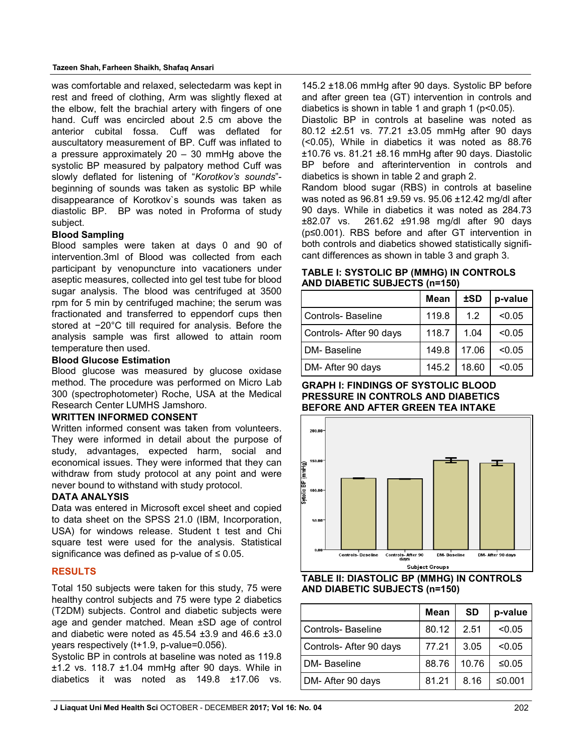was comfortable and relaxed, selectedarm was kept in rest and freed of clothing, Arm was slightly flexed at the elbow, felt the brachial artery with fingers of one hand. Cuff was encircled about 2.5 cm above the anterior cubital fossa. Cuff was deflated for auscultatory measurement of BP. Cuff was inflated to a pressure approximately 20 – 30 mmHg above the systolic BP measured by palpatory method Cuff was slowly deflated for listening of "*Korotkov's sounds*"- beginning of sounds was taken as systolic BP while disappearance of Korotkov`s sounds was taken as diastolic BP. BP was noted in Proforma of study subject.

**Blood Sampling**

Blood samples were taken at days 0 and 90 of intervention.3ml of Blood was collected from each participant by venopuncture into vacationers under aseptic measures, collected into gel test tube for blood sugar analysis. The blood was centrifuged at 3500 rpm for 5 min by centrifuged machine; the serum was fractionated and transferred to eppendorf cups then stored at −20°C till required for analysis. Before the analysis sample was first allowed to attain room temperature then used.

**Blood Glucose Estimation**

Blood glucose was measured by glucose oxidase method. The procedure was performed on Micro Lab 300 (spectrophotometer) Roche, USA at the Medical Research Center LUMHS Jamshoro.

**WRITTEN INFORMED CONSENT**

Written informed consent was taken from volunteers. They were informed in detail about the purpose of study, advantages, expected harm, social and economical issues. They were informed that they can withdraw from study protocol at any point and were never bound to withstand with study protocol.

**DATA ANALYSIS**

Data was entered in Microsoft excel sheet and copied to data sheet on the SPSS 21.0 (IBM, Incorporation, USA) for windows release. Student t test and Chi square test were used for the analysis. Statistical significance was defined as p-value of ≤ 0.05.

## RESULTS

Total 150 subjects were taken for this study, 75 were healthy control subjects and 75 were type 2 diabetics (T2DM) subjects. Control and diabetic subjects were age and gender matched. Mean ±SD age of control and diabetic were noted as 45.54 ±3.9 and 46.6 ±3.0 years respectively (t+1.9, p-value=0.056).

Systolic BP in controls at baseline was noted as 119.8 ±1.2 vs. 118.7 ±1.04 mmHg after 90 days. While in diabetics it was noted as 149.8 ±17.06 vs. 145.2 ±18.06 mmHg after 90 days. Systolic BP before and after green tea (GT) intervention in controls and diabetics is shown in table 1 and graph 1 ($p<0.05$).

Diastolic BP in controls at baseline was noted as 80.12 ±2.51 vs. 77.21 ±3.05 mmHg after 90 days (<0.05), While in diabetics it was noted as 88.76 ±10.76 vs. 81.21 ±8.16 mmHg after 90 days. Diastolic BP before and afterintervention in controls and diabetics is shown in table 2 and graph 2.

Random blood sugar (RBS) in controls at baseline was noted as 96.81 ±9.59 vs. 95.06 ±12.42 mg/dl after 90 days. While in diabetics it was noted as 284.73 ±82.07 vs. 261.62 ±91.98 mg/dl after 90 days ($p\leq0.001$). RBS before and after GT intervention in both controls and diabetics showed statistically significant differences as shown in table 3 and graph 3.

**TABLE I: SYSTOLIC BP (MMHG) IN CONTROLS AND DIABETIC SUBJECTS (n=150)**

| | Mean | ±SD | p-value |
|---|---|---|---|
| Controls- Baseline | 119.8 | 1.2 | <0.05 |
| Controls- After 90 days | 118.7 | 1.04 | <0.05 |
| DM- Baseline | 149.8 | 17.06 | <0.05 |
| DM- After 90 days | 145.2 | 18.60 | <0.05 |

**GRAPH I: FINDINGS OF SYSTOLIC BLOOD PRESSURE IN CONTROLS AND DIABETICS BEFORE AND AFTER GREEN TEA INTAKE**

**TABLE II: DIASTOLIC BP (MMHG) IN CONTROLS AND DIABETIC SUBJECTS (n=150)**

| | Mean | SD | p-value |
|---|---|---|---|
| Controls- Baseline | 80.12 | 2.51 | <0.05 |
| Controls- After 90 days | 77.21 | 3.05 | <0.05 |
| DM- Baseline | 88.76 | 10.76 | ≤0.05 |
| DM- After 90 days | 81.21 | 8.16 | ≤0.001 |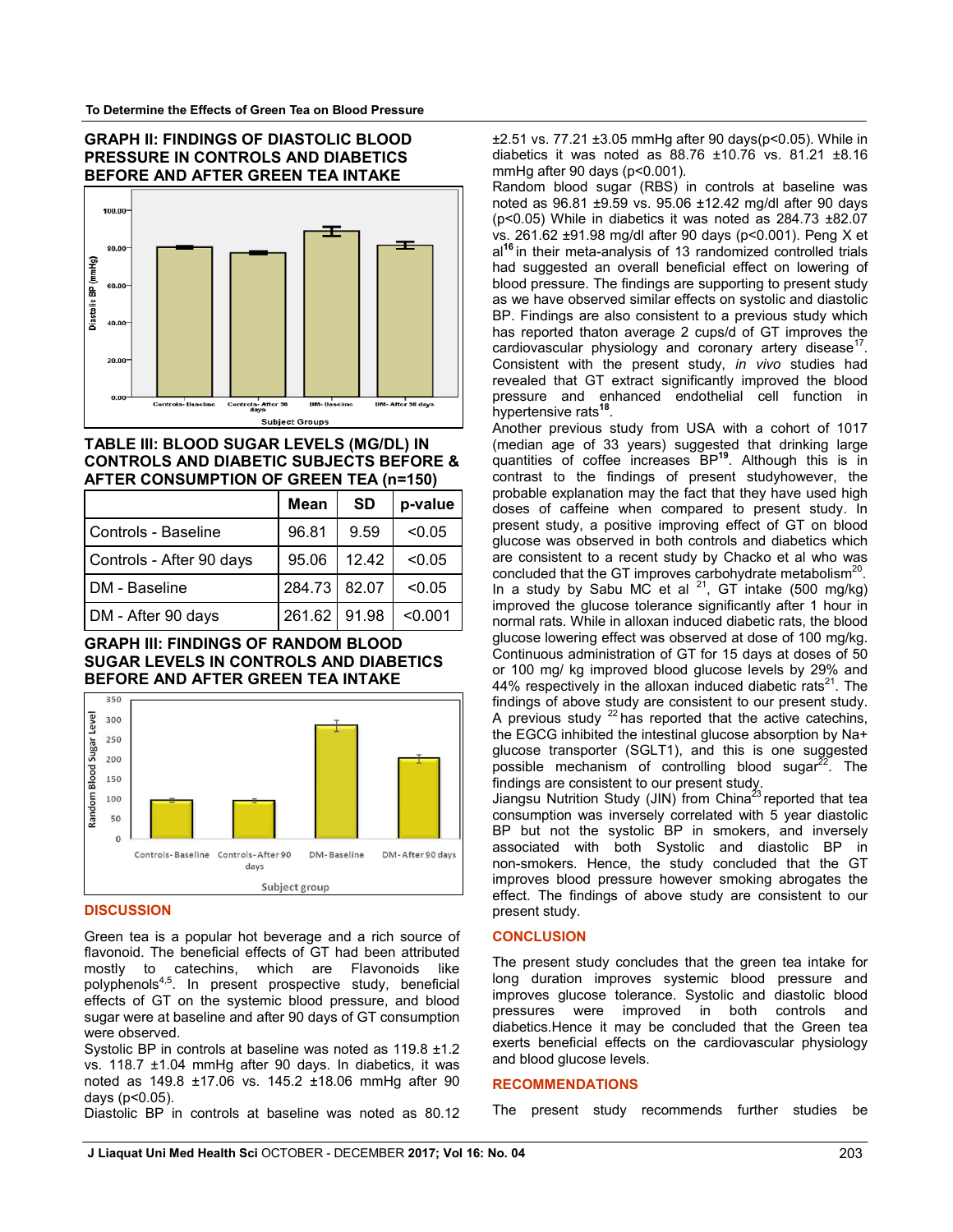### GRAPH II: FINDINGS OF DIASTOLIC BLOOD PRESSURE IN CONTROLS AND DIABETICS BEFORE AND AFTER GREEN TEA INTAKE

### TABLE III: BLOOD SUGAR LEVELS (MG/DL) IN CONTROLS AND DIABETIC SUBJECTS BEFORE & AFTER CONSUMPTION OF GREEN TEA (n=150)

| | Mean | SD | p-value |
|---|---|---|---|
| Controls - Baseline | 96.81 | 9.59 | <0.05 |
| Controls - After 90 days | 95.06 | 12.42 | <0.05 |
| DM - Baseline | 284.73 | 82.07 | <0.05 |
| DM - After 90 days | 261.62 | 91.98 | <0.001 |

### GRAPH III: FINDINGS OF RANDOM BLOOD SUGAR LEVELS IN CONTROLS AND DIABETICS BEFORE AND AFTER GREEN TEA INTAKE

## DISCUSSION

Green tea is a popular hot beverage and a rich source of flavonoid. The beneficial effects of GT had been attributed mostly to catechins, which are Flavonoids like polyphenols[4,5]. In present prospective study, beneficial effects of GT on the systemic blood pressure, and blood sugar were at baseline and after 90 days of GT consumption were observed.

Systolic BP in controls at baseline was noted as 119.8 ±1.2 vs. 118.7 ±1.04 mmHg after 90 days. In diabetics, it was noted as 149.8 ±17.06 vs. 145.2 ±18.06 mmHg after 90 days ($p<0.05$).

Diastolic BP in controls at baseline was noted as 80.12 ±2.51 vs. 77.21 ±3.05 mmHg after 90 days($p<0.05$). While in diabetics it was noted as 88.76 ±10.76 vs. 81.21 ±8.16 mmHg after 90 days ($p<0.001$).

Random blood sugar (RBS) in controls at baseline was noted as 96.81 ±9.59 vs. 95.06 ±12.42 mg/dl after 90 days ($p<0.05$) While in diabetics it was noted as 284.73 ±82.07 vs. 261.62 ±91.98 mg/dl after 90 days ($p<0.001$). Peng X et al[16] in their meta-analysis of 13 randomized controlled trials had suggested an overall beneficial effect on lowering of blood pressure. The findings are supporting to present study as we have observed similar effects on systolic and diastolic BP. Findings are also consistent to a previous study which has reported thaton average 2 cups/d of GT improves the cardiovascular physiology and coronary artery disease[17]. Consistent with the present study, *in vivo* studies had revealed that GT extract significantly improved the blood pressure and enhanced endothelial cell function in hypertensive rats[18].

Another previous study from USA with a cohort of 1017 (median age of 33 years) suggested that drinking large quantities of coffee increases BP[19]. Although this is in contrast to the findings of present studyhowever, the probable explanation may the fact that they have used high doses of caffeine when compared to present study. In present study, a positive improving effect of GT on blood glucose was observed in both controls and diabetics which are consistent to a recent study by Chacko et al who was concluded that the GT improves carbohydrate metabolism[20]. In a study by Sabu MC et al [21], GT intake (500 mg/kg) improved the glucose tolerance significantly after 1 hour in normal rats. While in alloxan induced diabetic rats, the blood glucose lowering effect was observed at dose of 100 mg/kg. Continuous administration of GT for 15 days at doses of 50 or 100 mg/ kg improved blood glucose levels by 29% and 44% respectively in the alloxan induced diabetic rats[21]. The findings of above study are consistent to our present study. A previous study [22] has reported that the active catechins, the EGCG inhibited the intestinal glucose absorption by Na+ glucose transporter (SGLT1), and this is one suggested possible mechanism of controlling blood sugar[22]. The findings are consistent to our present study.

Jiangsu Nutrition Study (JIN) from China[23] reported that tea consumption was inversely correlated with 5 year diastolic BP but not the systolic BP in smokers, and inversely associated with both Systolic and diastolic BP in non-smokers. Hence, the study concluded that the GT improves blood pressure however smoking abrogates the effect. The findings of above study are consistent to our present study.

## CONCLUSION

The present study concludes that the green tea intake for long duration improves systemic blood pressure and improves glucose tolerance. Systolic and diastolic blood pressures were improved in both controls and diabetics.Hence it may be concluded that the Green tea exerts beneficial effects on the cardiovascular physiology and blood glucose levels.

## RECOMMENDATIONS

The present study recommends further studies be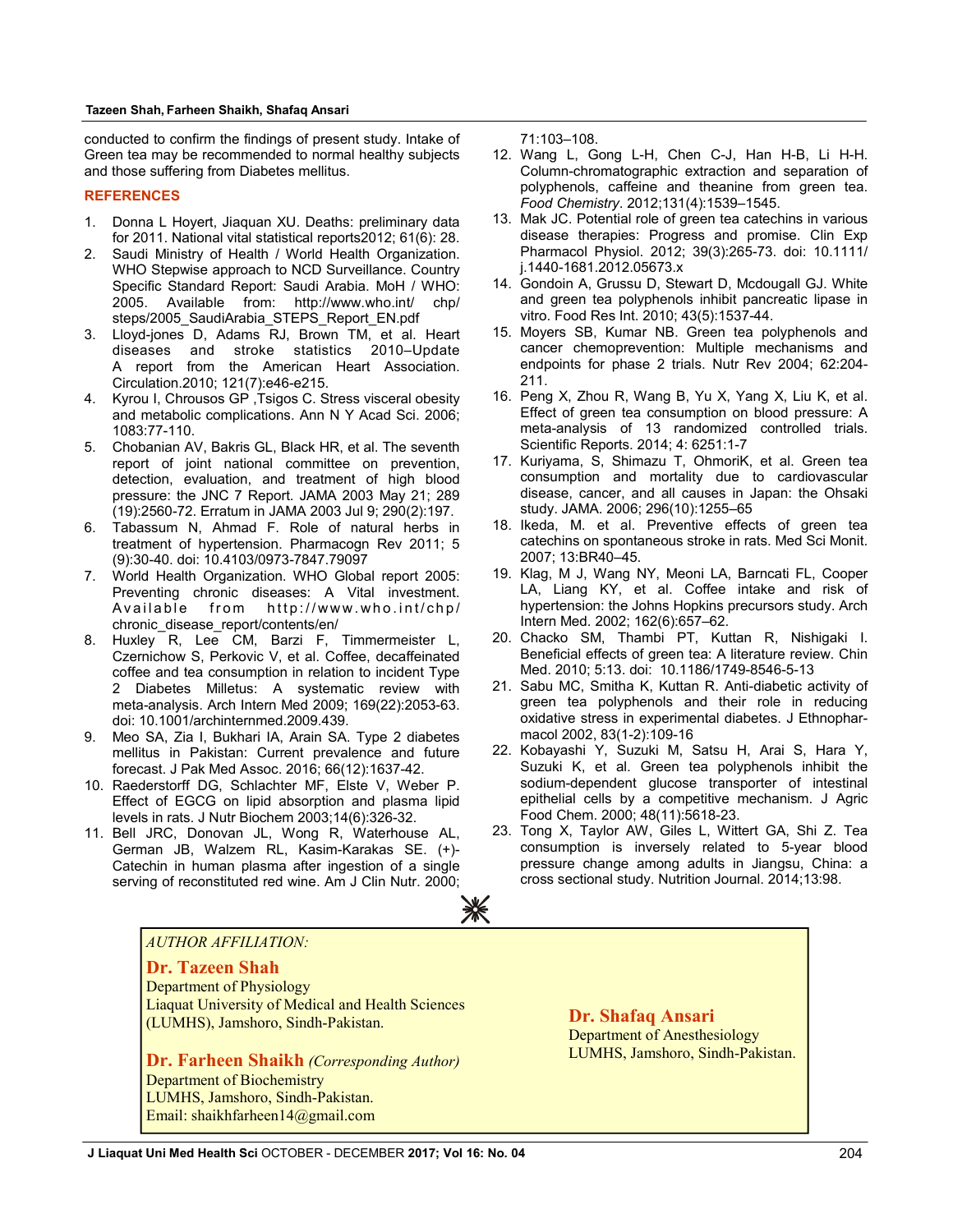conducted to confirm the findings of present study. Intake of Green tea may be recommended to normal healthy subjects and those suffering from Diabetes mellitus.

## REFERENCES

1. Donna L Hoyert, Jiaquan XU. Deaths: preliminary data for 2011. National vital statistical reports2012; 61(6): 28.
2. Saudi Ministry of Health / World Health Organization. WHO Stepwise approach to NCD Surveillance. Country Specific Standard Report: Saudi Arabia. MoH / WHO: 2005. Available from: http://www.who.int/ chp/ steps/2005_SaudiArabia_STEPS_Report_EN.pdf
3. Lloyd-jones D, Adams RJ, Brown TM, et al. Heart diseases and stroke statistics 2010–Update A report from the American Heart Association. Circulation.2010; 121(7):e46-e215.
4. Kyrou I, Chrousos GP ,Tsigos C. Stress visceral obesity and metabolic complications. Ann N Y Acad Sci. 2006; 1083:77-110.
5. Chobanian AV, Bakris GL, Black HR, et al. The seventh report of joint national committee on prevention, detection, evaluation, and treatment of high blood pressure: the JNC 7 Report. JAMA 2003 May 21; 289 (19):2560-72. Erratum in JAMA 2003 Jul 9; 290(2):197.
6. Tabassum N, Ahmad F. Role of natural herbs in treatment of hypertension. Pharmacogn Rev 2011; 5 (9):30-40. doi: 10.4103/0973-7847.79097
7. World Health Organization. WHO Global report 2005: Preventing chronic diseases: A Vital investment. Available from http://www.who.int/chp/ chronic_disease_report/contents/en/
8. Huxley R, Lee CM, Barzi F, Timmermeister L, Czernichow S, Perkovic V, et al. Coffee, decaffeinated coffee and tea consumption in relation to incident Type 2 Diabetes Milletus: A systematic review with meta-analysis. Arch Intern Med 2009; 169(22):2053-63. doi: 10.1001/archinternmed.2009.439.
9. Meo SA, Zia I, Bukhari IA, Arain SA. Type 2 diabetes mellitus in Pakistan: Current prevalence and future forecast. J Pak Med Assoc. 2016; 66(12):1637-42.
10. Raederstorff DG, Schlachter MF, Elste V, Weber P. Effect of EGCG on lipid absorption and plasma lipid levels in rats. J Nutr Biochem 2003;14(6):326-32.
11. Bell JRC, Donovan JL, Wong R, Waterhouse AL, German JB, Walzem RL, Kasim-Karakas SE. (+)-Catechin in human plasma after ingestion of a single serving of reconstituted red wine. Am J Clin Nutr. 2000; 71:103–108.
12. Wang L, Gong L-H, Chen C-J, Han H-B, Li H-H. Column-chromatographic extraction and separation of polyphenols, caffeine and theanine from green tea. *Food Chemistry*. 2012;131(4):1539–1545.
13. Mak JC. Potential role of green tea catechins in various disease therapies: Progress and promise. Clin Exp Pharmacol Physiol. 2012; 39(3):265-73. doi: 10.1111/ j.1440-1681.2012.05673.x
14. Gondoin A, Grussu D, Stewart D, Mcdougall GJ. White and green tea polyphenols inhibit pancreatic lipase in vitro. Food Res Int. 2010; 43(5):1537-44.
15. Moyers SB, Kumar NB. Green tea polyphenols and cancer chemoprevention: Multiple mechanisms and endpoints for phase 2 trials. Nutr Rev 2004; 62:204-211.
16. Peng X, Zhou R, Wang B, Yu X, Yang X, Liu K, et al. Effect of green tea consumption on blood pressure: A meta-analysis of 13 randomized controlled trials. Scientific Reports. 2014; 4: 6251:1-7
17. Kuriyama, S, Shimazu T, OhmoriK, et al. Green tea consumption and mortality due to cardiovascular disease, cancer, and all causes in Japan: the Ohsaki study. JAMA. 2006; 296(10):1255–65
18. Ikeda, M. et al. Preventive effects of green tea catechins on spontaneous stroke in rats. Med Sci Monit. 2007; 13:BR40–45.
19. Klag, M J, Wang NY, Meoni LA, Barncati FL, Cooper LA, Liang KY, et al. Coffee intake and risk of hypertension: the Johns Hopkins precursors study. Arch Intern Med. 2002; 162(6):657–62.
20. Chacko SM, Thambi PT, Kuttan R, Nishigaki I. Beneficial effects of green tea: A literature review. Chin Med. 2010; 5:13. doi: 10.1186/1749-8546-5-13
21. Sabu MC, Smitha K, Kuttan R. Anti-diabetic activity of green tea polyphenols and their role in reducing oxidative stress in experimental diabetes. J Ethnopharmacol 2002, 83(1-2):109-16
22. Kobayashi Y, Suzuki M, Satsu H, Arai S, Hara Y, Suzuki K, et al. Green tea polyphenols inhibit the sodium-dependent glucose transporter of intestinal epithelial cells by a competitive mechanism. J Agric Food Chem. 2000; 48(11):5618-23.
23. Tong X, Taylor AW, Giles L, Wittert GA, Shi Z. Tea consumption is inversely related to 5-year blood pressure change among adults in Jiangsu, China: a cross sectional study. Nutrition Journal. 2014;13:98.

*AUTHOR AFFILIATION:*

**Dr. Tazeen Shah**
Department of Physiology
Liaquat University of Medical and Health Sciences (LUMHS), Jamshoro, Sindh-Pakistan.

**Dr. Farheen Shaikh** *(Corresponding Author)*
Department of Biochemistry
LUMHS, Jamshoro, Sindh-Pakistan.
Email: shaikhfarheen14@gmail.com

**Dr. Shafaq Ansari**
Department of Anesthesiology
LUMHS, Jamshoro, Sindh-Pakistan.